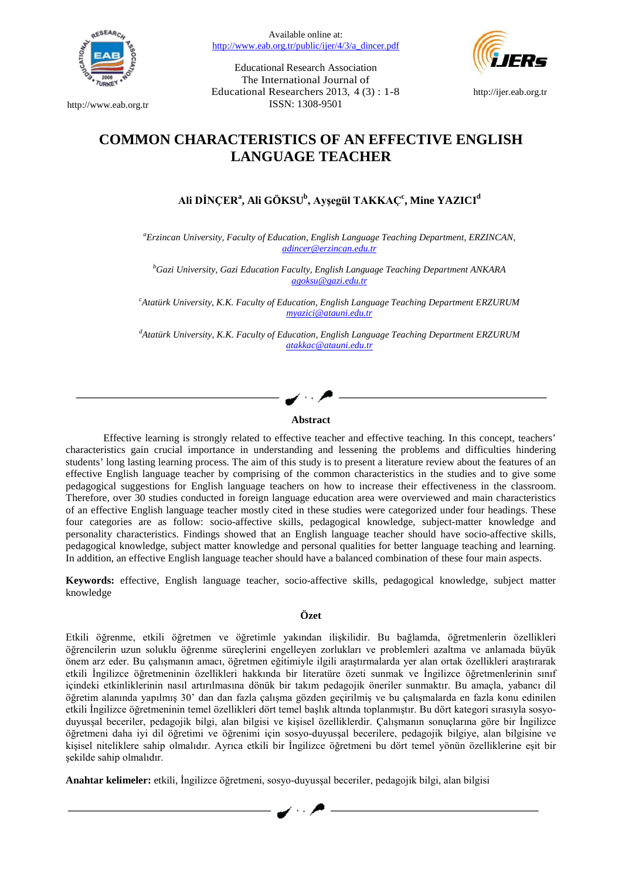Available online at:
http://www.eab.org.tr/public/ijer/4/3/a_dincer.pdf

Educational Research Association
The International Journal of
Educational Researchers 2013, 4 (3) : 1-8
ISSN: 1308-9501

http://www.eab.org.tr

http://ijer.eab.org.tr

# COMMON CHARACTERISTICS OF AN EFFECTIVE ENGLISH LANGUAGE TEACHER

**Ali DİNÇER[a], Ali GÖKSU[b], Ayşegül TAKKAÇ[c], Mine YAZICI[d]**

[a]*Erzincan University, Faculty of Education, English Language Teaching Department, ERZINCAN,*
adincer@erzincan.edu.tr

[b]*Gazi University, Gazi Education Faculty, English Language Teaching Department ANKARA*
agoksu@gazi.edu.tr

[c]*Atatürk University, K.K. Faculty of Education, English Language Teaching Department ERZURUM*
myazici@atauni.edu.tr

[d]*Atatürk University, K.K. Faculty of Education, English Language Teaching Department ERZURUM*
atakkac@atauni.edu.tr

## Abstract

Effective learning is strongly related to effective teacher and effective teaching. In this concept, teachers' characteristics gain crucial importance in understanding and lessening the problems and difficulties hindering students' long lasting learning process. The aim of this study is to present a literature review about the features of an effective English language teacher by comprising of the common characteristics in the studies and to give some pedagogical suggestions for English language teachers on how to increase their effectiveness in the classroom. Therefore, over 30 studies conducted in foreign language education area were overviewed and main characteristics of an effective English language teacher mostly cited in these studies were categorized under four headings. These four categories are as follow: socio-affective skills, pedagogical knowledge, subject-matter knowledge and personality characteristics. Findings showed that an English language teacher should have socio-affective skills, pedagogical knowledge, subject matter knowledge and personal qualities for better language teaching and learning. In addition, an effective English language teacher should have a balanced combination of these four main aspects.

**Keywords:** effective, English language teacher, socio-affective skills, pedagogical knowledge, subject matter knowledge

## Özet

Etkili öğrenme, etkili öğretmen ve öğretimle yakından ilişkilidir. Bu bağlamda, öğretmenlerin özellikleri öğrencilerin uzun soluklu öğrenme süreçlerini engelleyen zorlukları ve problemleri azaltma ve anlamada büyük önem arz eder. Bu çalışmanın amacı, öğretmen eğitimiyle ilgili araştırmalarda yer alan ortak özellikleri araştırarak etkili İngilizce öğretmeninin özellikleri hakkında bir literatüre özeti sunmak ve İngilizce öğretmenlerinin sınıf içindeki etkinliklerinin nasıl artırılmasına dönük bir takım pedagojik öneriler sunmaktır. Bu amaçla, yabancı dil öğretim alanında yapılmış 30' dan dan fazla çalışma gözden geçirilmiş ve bu çalışmalarda en fazla konu edinilen etkili İngilizce öğretmeninin özellikleri dört temel başlık altında toplanmıştır. Bu dört kategori sırasıyla sosyo-duyuşşal beceriler, pedagojik bilgi, alan bilgisi ve kişisel özelliklerdir. Çalışmanın sonuçlarına göre bir İngilizce öğretmeni daha iyi dil öğretimi ve öğrenimi için sosyo-duyuşşal becerilere, pedagojik bilgiye, alan bilgisine ve kişisel niteliklere sahip olmalıdır. Ayrıca etkili bir İngilizce öğretmeni bu dört temel yönün özelliklerine eşit bir şekilde sahip olmalıdır.

**Anahtar kelimeler:** etkili, İngilizce öğretmeni, sosyo-duyuşşal beceriler, pedagojik bilgi, alan bilgisi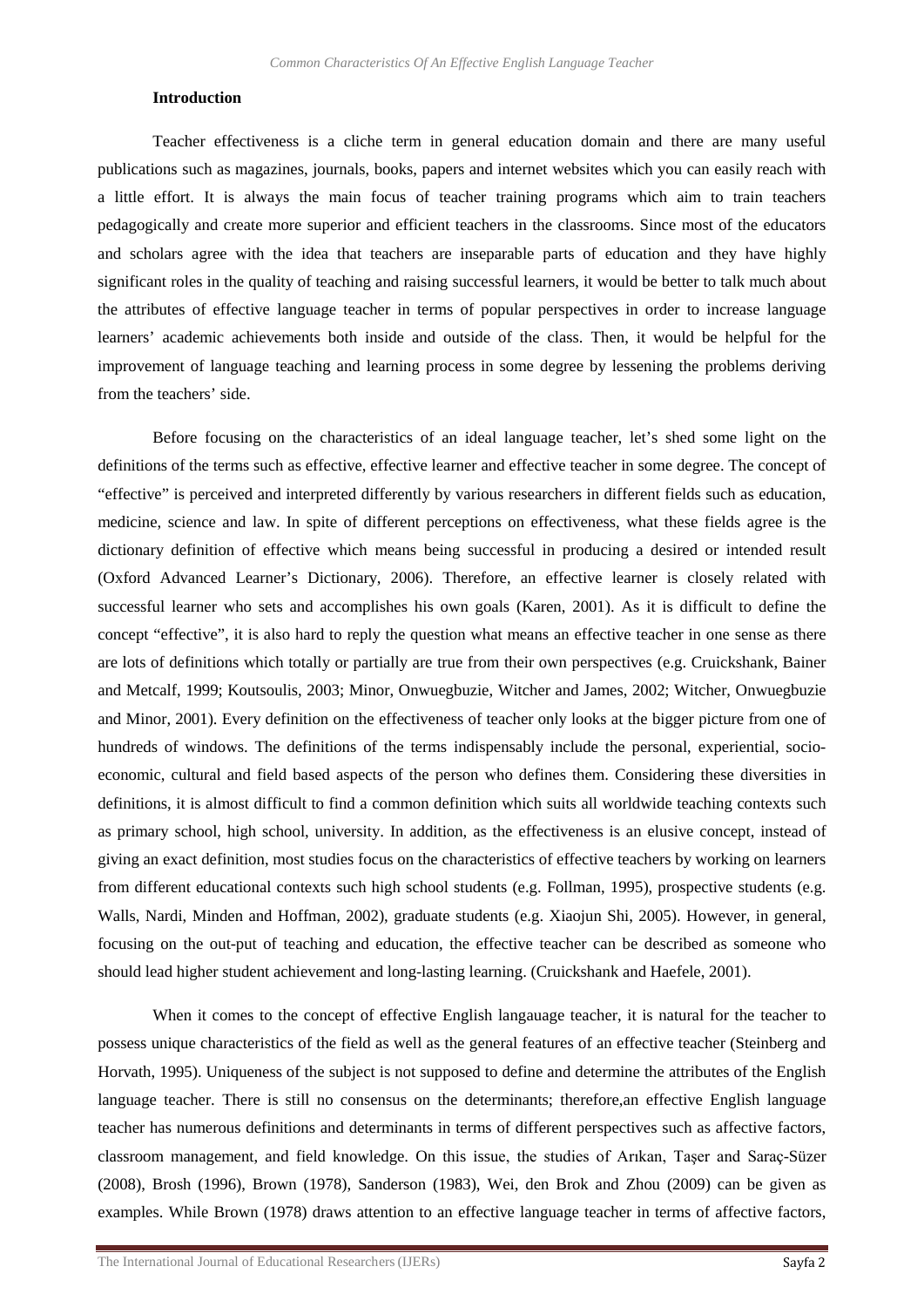### Introduction

Teacher effectiveness is a cliche term in general education domain and there are many useful publications such as magazines, journals, books, papers and internet websites which you can easily reach with a little effort. It is always the main focus of teacher training programs which aim to train teachers pedagogically and create more superior and efficient teachers in the classrooms. Since most of the educators and scholars agree with the idea that teachers are inseparable parts of education and they have highly significant roles in the quality of teaching and raising successful learners, it would be better to talk much about the attributes of effective language teacher in terms of popular perspectives in order to increase language learners' academic achievements both inside and outside of the class. Then, it would be helpful for the improvement of language teaching and learning process in some degree by lessening the problems deriving from the teachers' side.

Before focusing on the characteristics of an ideal language teacher, let's shed some light on the definitions of the terms such as effective, effective learner and effective teacher in some degree. The concept of "effective" is perceived and interpreted differently by various researchers in different fields such as education, medicine, science and law. In spite of different perceptions on effectiveness, what these fields agree is the dictionary definition of effective which means being successful in producing a desired or intended result (Oxford Advanced Learner's Dictionary, 2006). Therefore, an effective learner is closely related with successful learner who sets and accomplishes his own goals (Karen, 2001). As it is difficult to define the concept "effective", it is also hard to reply the question what means an effective teacher in one sense as there are lots of definitions which totally or partially are true from their own perspectives (e.g. Cruickshank, Bainer and Metcalf, 1999; Koutsoulis, 2003; Minor, Onwuegbuzie, Witcher and James, 2002; Witcher, Onwuegbuzie and Minor, 2001). Every definition on the effectiveness of teacher only looks at the bigger picture from one of hundreds of windows. The definitions of the terms indispensably include the personal, experiential, socio-economic, cultural and field based aspects of the person who defines them. Considering these diversities in definitions, it is almost difficult to find a common definition which suits all worldwide teaching contexts such as primary school, high school, university. In addition, as the effectiveness is an elusive concept, instead of giving an exact definition, most studies focus on the characteristics of effective teachers by working on learners from different educational contexts such high school students (e.g. Follman, 1995), prospective students (e.g. Walls, Nardi, Minden and Hoffman, 2002), graduate students (e.g. Xiaojun Shi, 2005). However, in general, focusing on the out-put of teaching and education, the effective teacher can be described as someone who should lead higher student achievement and long-lasting learning. (Cruickshank and Haefele, 2001).

When it comes to the concept of effective English langauage teacher, it is natural for the teacher to possess unique characteristics of the field as well as the general features of an effective teacher (Steinberg and Horvath, 1995). Uniqueness of the subject is not supposed to define and determine the attributes of the English language teacher. There is still no consensus on the determinants; therefore,an effective English language teacher has numerous definitions and determinants in terms of different perspectives such as affective factors, classroom management, and field knowledge. On this issue, the studies of Arıkan, Taşer and Saraç-Süzer (2008), Brosh (1996), Brown (1978), Sanderson (1983), Wei, den Brok and Zhou (2009) can be given as examples. While Brown (1978) draws attention to an effective language teacher in terms of affective factors,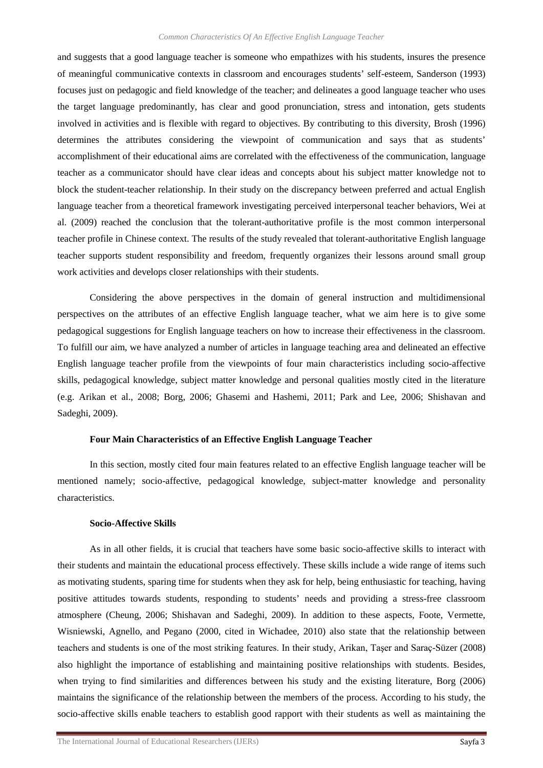and suggests that a good language teacher is someone who empathizes with his students, insures the presence of meaningful communicative contexts in classroom and encourages students' self-esteem, Sanderson (1993) focuses just on pedagogic and field knowledge of the teacher; and delineates a good language teacher who uses the target language predominantly, has clear and good pronunciation, stress and intonation, gets students involved in activities and is flexible with regard to objectives. By contributing to this diversity, Brosh (1996) determines the attributes considering the viewpoint of communication and says that as students' accomplishment of their educational aims are correlated with the effectiveness of the communication, language teacher as a communicator should have clear ideas and concepts about his subject matter knowledge not to block the student-teacher relationship. In their study on the discrepancy between preferred and actual English language teacher from a theoretical framework investigating perceived interpersonal teacher behaviors, Wei at al. (2009) reached the conclusion that the tolerant-authoritative profile is the most common interpersonal teacher profile in Chinese context. The results of the study revealed that tolerant-authoritative English language teacher supports student responsibility and freedom, frequently organizes their lessons around small group work activities and develops closer relationships with their students.

Considering the above perspectives in the domain of general instruction and multidimensional perspectives on the attributes of an effective English language teacher, what we aim here is to give some pedagogical suggestions for English language teachers on how to increase their effectiveness in the classroom. To fulfill our aim, we have analyzed a number of articles in language teaching area and delineated an effective English language teacher profile from the viewpoints of four main characteristics including socio-affective skills, pedagogical knowledge, subject matter knowledge and personal qualities mostly cited in the literature (e.g. Arikan et al., 2008; Borg, 2006; Ghasemi and Hashemi, 2011; Park and Lee, 2006; Shishavan and Sadeghi, 2009).

## Four Main Characteristics of an Effective English Language Teacher

In this section, mostly cited four main features related to an effective English language teacher will be mentioned namely; socio-affective, pedagogical knowledge, subject-matter knowledge and personality characteristics.

### Socio-Affective Skills

As in all other fields, it is crucial that teachers have some basic socio-affective skills to interact with their students and maintain the educational process effectively. These skills include a wide range of items such as motivating students, sparing time for students when they ask for help, being enthusiastic for teaching, having positive attitudes towards students, responding to students' needs and providing a stress-free classroom atmosphere (Cheung, 2006; Shishavan and Sadeghi, 2009). In addition to these aspects, Foote, Vermette, Wisniewski, Agnello, and Pegano (2000, cited in Wichadee, 2010) also state that the relationship between teachers and students is one of the most striking features. In their study, Arikan, Taşer and Saraç-Süzer (2008) also highlight the importance of establishing and maintaining positive relationships with students. Besides, when trying to find similarities and differences between his study and the existing literature, Borg (2006) maintains the significance of the relationship between the members of the process. According to his study, the socio-affective skills enable teachers to establish good rapport with their students as well as maintaining the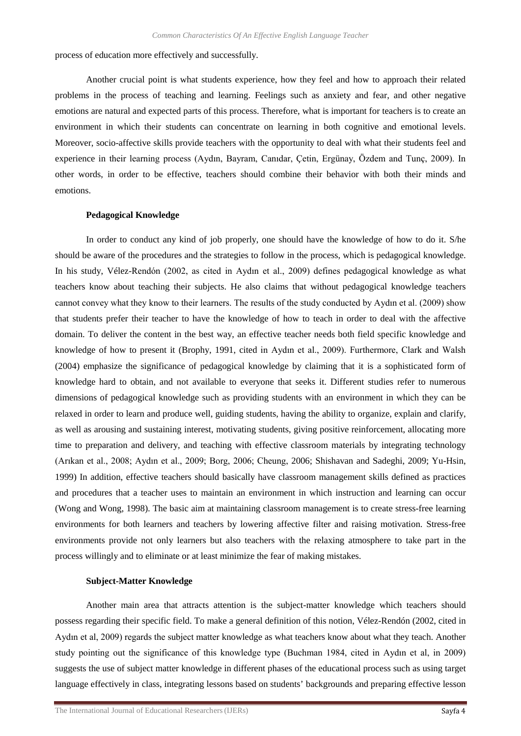process of education more effectively and successfully.

Another crucial point is what students experience, how they feel and how to approach their related problems in the process of teaching and learning. Feelings such as anxiety and fear, and other negative emotions are natural and expected parts of this process. Therefore, what is important for teachers is to create an environment in which their students can concentrate on learning in both cognitive and emotional levels. Moreover, socio-affective skills provide teachers with the opportunity to deal with what their students feel and experience in their learning process (Aydın, Bayram, Canıdar, Çetin, Ergünay, Özdem and Tunç, 2009). In other words, in order to be effective, teachers should combine their behavior with both their minds and emotions.

**Pedagogical Knowledge**

In order to conduct any kind of job properly, one should have the knowledge of how to do it. S/he should be aware of the procedures and the strategies to follow in the process, which is pedagogical knowledge. In his study, Vélez-Rendón (2002, as cited in Aydın et al., 2009) defines pedagogical knowledge as what teachers know about teaching their subjects. He also claims that without pedagogical knowledge teachers cannot convey what they know to their learners. The results of the study conducted by Aydın et al. (2009) show that students prefer their teacher to have the knowledge of how to teach in order to deal with the affective domain. To deliver the content in the best way, an effective teacher needs both field specific knowledge and knowledge of how to present it (Brophy, 1991, cited in Aydın et al., 2009). Furthermore, Clark and Walsh (2004) emphasize the significance of pedagogical knowledge by claiming that it is a sophisticated form of knowledge hard to obtain, and not available to everyone that seeks it. Different studies refer to numerous dimensions of pedagogical knowledge such as providing students with an environment in which they can be relaxed in order to learn and produce well, guiding students, having the ability to organize, explain and clarify, as well as arousing and sustaining interest, motivating students, giving positive reinforcement, allocating more time to preparation and delivery, and teaching with effective classroom materials by integrating technology (Arıkan et al., 2008; Aydın et al., 2009; Borg, 2006; Cheung, 2006; Shishavan and Sadeghi, 2009; Yu-Hsin, 1999) In addition, effective teachers should basically have classroom management skills defined as practices and procedures that a teacher uses to maintain an environment in which instruction and learning can occur (Wong and Wong, 1998). The basic aim at maintaining classroom management is to create stress-free learning environments for both learners and teachers by lowering affective filter and raising motivation. Stress-free environments provide not only learners but also teachers with the relaxing atmosphere to take part in the process willingly and to eliminate or at least minimize the fear of making mistakes.

**Subject-Matter Knowledge**

Another main area that attracts attention is the subject-matter knowledge which teachers should possess regarding their specific field. To make a general definition of this notion, Vélez-Rendón (2002, cited in Aydın et al, 2009) regards the subject matter knowledge as what teachers know about what they teach. Another study pointing out the significance of this knowledge type (Buchman 1984, cited in Aydın et al, in 2009) suggests the use of subject matter knowledge in different phases of the educational process such as using target language effectively in class, integrating lessons based on students' backgrounds and preparing effective lesson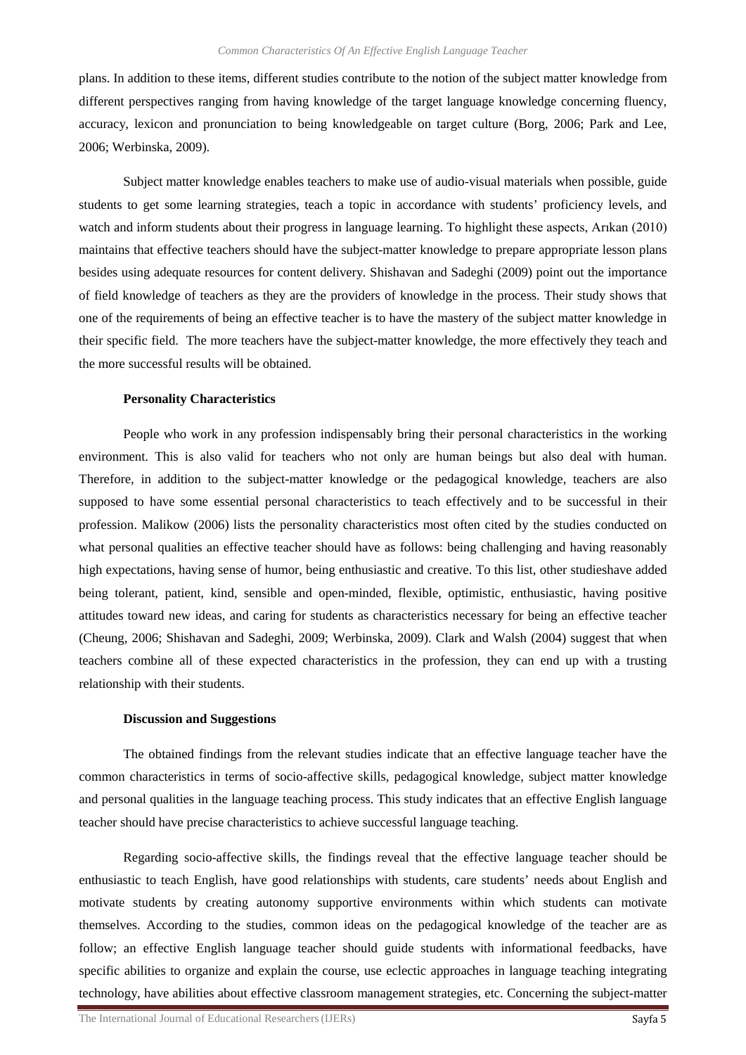plans. In addition to these items, different studies contribute to the notion of the subject matter knowledge from different perspectives ranging from having knowledge of the target language knowledge concerning fluency, accuracy, lexicon and pronunciation to being knowledgeable on target culture (Borg, 2006; Park and Lee, 2006; Werbinska, 2009).

Subject matter knowledge enables teachers to make use of audio-visual materials when possible, guide students to get some learning strategies, teach a topic in accordance with students' proficiency levels, and watch and inform students about their progress in language learning. To highlight these aspects, Arıkan (2010) maintains that effective teachers should have the subject-matter knowledge to prepare appropriate lesson plans besides using adequate resources for content delivery. Shishavan and Sadeghi (2009) point out the importance of field knowledge of teachers as they are the providers of knowledge in the process. Their study shows that one of the requirements of being an effective teacher is to have the mastery of the subject matter knowledge in their specific field. The more teachers have the subject-matter knowledge, the more effectively they teach and the more successful results will be obtained.

**Personality Characteristics**

People who work in any profession indispensably bring their personal characteristics in the working environment. This is also valid for teachers who not only are human beings but also deal with human. Therefore, in addition to the subject-matter knowledge or the pedagogical knowledge, teachers are also supposed to have some essential personal characteristics to teach effectively and to be successful in their profession. Malikow (2006) lists the personality characteristics most often cited by the studies conducted on what personal qualities an effective teacher should have as follows: being challenging and having reasonably high expectations, having sense of humor, being enthusiastic and creative. To this list, other studieshave added being tolerant, patient, kind, sensible and open-minded, flexible, optimistic, enthusiastic, having positive attitudes toward new ideas, and caring for students as characteristics necessary for being an effective teacher (Cheung, 2006; Shishavan and Sadeghi, 2009; Werbinska, 2009). Clark and Walsh (2004) suggest that when teachers combine all of these expected characteristics in the profession, they can end up with a trusting relationship with their students.

**Discussion and Suggestions**

The obtained findings from the relevant studies indicate that an effective language teacher have the common characteristics in terms of socio-affective skills, pedagogical knowledge, subject matter knowledge and personal qualities in the language teaching process. This study indicates that an effective English language teacher should have precise characteristics to achieve successful language teaching.

Regarding socio-affective skills, the findings reveal that the effective language teacher should be enthusiastic to teach English, have good relationships with students, care students' needs about English and motivate students by creating autonomy supportive environments within which students can motivate themselves. According to the studies, common ideas on the pedagogical knowledge of the teacher are as follow; an effective English language teacher should guide students with informational feedbacks, have specific abilities to organize and explain the course, use eclectic approaches in language teaching integrating technology, have abilities about effective classroom management strategies, etc. Concerning the subject-matter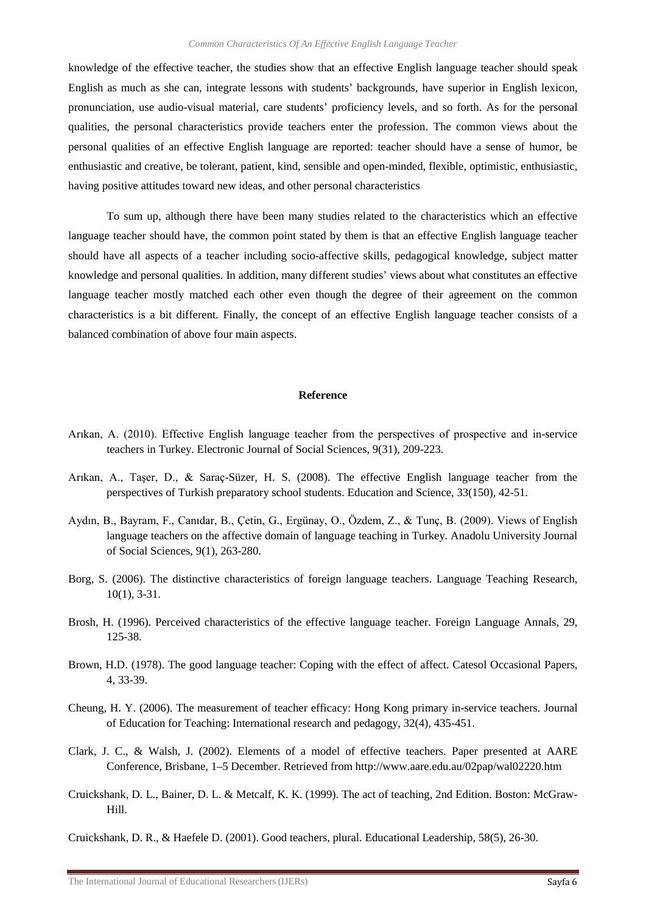knowledge of the effective teacher, the studies show that an effective English language teacher should speak English as much as she can, integrate lessons with students' backgrounds, have superior in English lexicon, pronunciation, use audio-visual material, care students' proficiency levels, and so forth. As for the personal qualities, the personal characteristics provide teachers enter the profession. The common views about the personal qualities of an effective English language are reported: teacher should have a sense of humor, be enthusiastic and creative, be tolerant, patient, kind, sensible and open-minded, flexible, optimistic, enthusiastic, having positive attitudes toward new ideas, and other personal characteristics

To sum up, although there have been many studies related to the characteristics which an effective language teacher should have, the common point stated by them is that an effective English language teacher should have all aspects of a teacher including socio-affective skills, pedagogical knowledge, subject matter knowledge and personal qualities. In addition, many different studies' views about what constitutes an effective language teacher mostly matched each other even though the degree of their agreement on the common characteristics is a bit different. Finally, the concept of an effective English language teacher consists of a balanced combination of above four main aspects.

## Reference

Arıkan, A. (2010). Effective English language teacher from the perspectives of prospective and in-service teachers in Turkey. Electronic Journal of Social Sciences, 9(31), 209-223.

Arıkan, A., Taşer, D., & Saraç-Süzer, H. S. (2008). The effective English language teacher from the perspectives of Turkish preparatory school students. Education and Science, 33(150), 42-51.

Aydın, B., Bayram, F., Canıdar, B., Çetin, G., Ergünay, O., Özdem, Z., & Tunç, B. (2009). Views of English language teachers on the affective domain of language teaching in Turkey. Anadolu University Journal of Social Sciences, 9(1), 263-280.

Borg, S. (2006). The distinctive characteristics of foreign language teachers. Language Teaching Research, 10(1), 3-31.

Brosh, H. (1996). Perceived characteristics of the effective language teacher. Foreign Language Annals, 29, 125-38.

Brown, H.D. (1978). The good language teacher: Coping with the effect of affect. Catesol Occasional Papers, 4, 33-39.

Cheung, H. Y. (2006). The measurement of teacher efficacy: Hong Kong primary in-service teachers. Journal of Education for Teaching: International research and pedagogy, 32(4), 435-451.

Clark, J. C., & Walsh, J. (2002). Elements of a model of effective teachers. Paper presented at AARE Conference, Brisbane, 1–5 December. Retrieved from http://www.aare.edu.au/02pap/wal02220.htm

Cruickshank, D. L., Bainer, D. L. & Metcalf, K. K. (1999). The act of teaching, 2nd Edition. Boston: McGraw-Hill.

Cruickshank, D. R., & Haefele D. (2001). Good teachers, plural. Educational Leadership, 58(5), 26-30.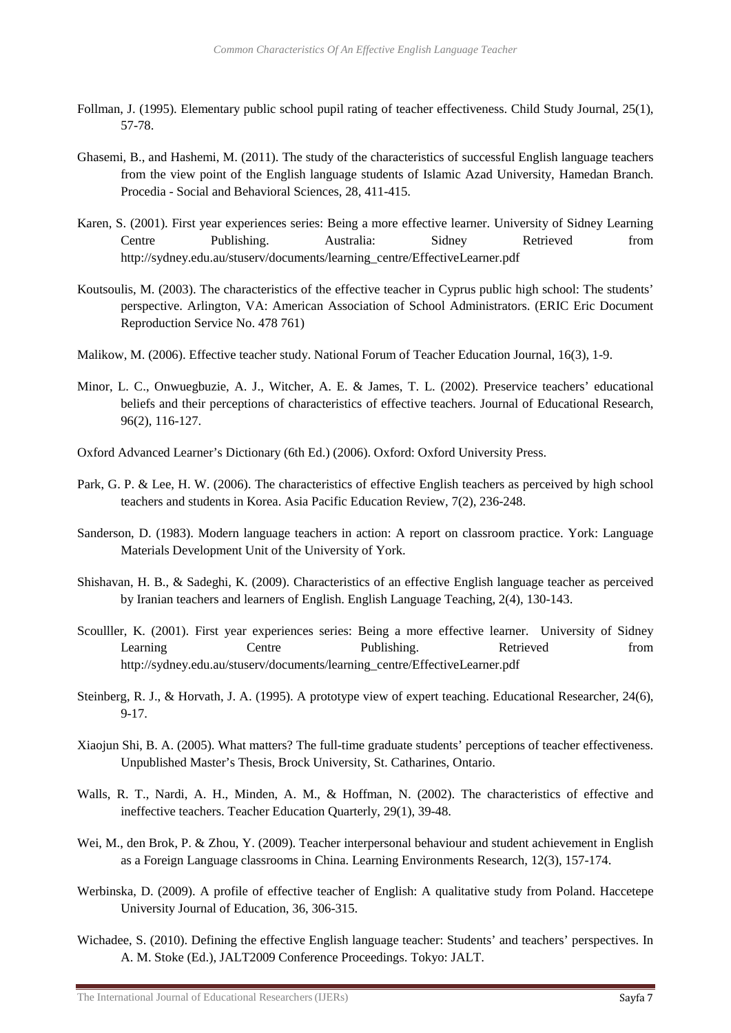Follman, J. (1995). Elementary public school pupil rating of teacher effectiveness. Child Study Journal, 25(1), 57-78.

Ghasemi, B., and Hashemi, M. (2011). The study of the characteristics of successful English language teachers from the view point of the English language students of Islamic Azad University, Hamedan Branch. Procedia - Social and Behavioral Sciences, 28, 411-415.

Karen, S. (2001). First year experiences series: Being a more effective learner. University of Sidney Learning Centre Publishing. Australia: Sidney Retrieved from http://sydney.edu.au/stuserv/documents/learning_centre/EffectiveLearner.pdf

Koutsoulis, M. (2003). The characteristics of the effective teacher in Cyprus public high school: The students' perspective. Arlington, VA: American Association of School Administrators. (ERIC Eric Document Reproduction Service No. 478 761)

Malikow, M. (2006). Effective teacher study. National Forum of Teacher Education Journal, 16(3), 1-9.

Minor, L. C., Onwuegbuzie, A. J., Witcher, A. E. & James, T. L. (2002). Preservice teachers' educational beliefs and their perceptions of characteristics of effective teachers. Journal of Educational Research, 96(2), 116-127.

Oxford Advanced Learner's Dictionary (6th Ed.) (2006). Oxford: Oxford University Press.

Park, G. P. & Lee, H. W. (2006). The characteristics of effective English teachers as perceived by high school teachers and students in Korea. Asia Pacific Education Review, 7(2), 236-248.

Sanderson, D. (1983). Modern language teachers in action: A report on classroom practice. York: Language Materials Development Unit of the University of York.

Shishavan, H. B., & Sadeghi, K. (2009). Characteristics of an effective English language teacher as perceived by Iranian teachers and learners of English. English Language Teaching, 2(4), 130-143.

Scoulller, K. (2001). First year experiences series: Being a more effective learner. University of Sidney Learning Centre Publishing. Retrieved from http://sydney.edu.au/stuserv/documents/learning_centre/EffectiveLearner.pdf

Steinberg, R. J., & Horvath, J. A. (1995). A prototype view of expert teaching. Educational Researcher, 24(6), 9-17.

Xiaojun Shi, B. A. (2005). What matters? The full-time graduate students' perceptions of teacher effectiveness. Unpublished Master's Thesis, Brock University, St. Catharines, Ontario.

Walls, R. T., Nardi, A. H., Minden, A. M., & Hoffman, N. (2002). The characteristics of effective and ineffective teachers. Teacher Education Quarterly, 29(1), 39-48.

Wei, M., den Brok, P. & Zhou, Y. (2009). Teacher interpersonal behaviour and student achievement in English as a Foreign Language classrooms in China. Learning Environments Research, 12(3), 157-174.

Werbinska, D. (2009). A profile of effective teacher of English: A qualitative study from Poland. Haccetepe University Journal of Education, 36, 306-315.

Wichadee, S. (2010). Defining the effective English language teacher: Students' and teachers' perspectives. In A. M. Stoke (Ed.), JALT2009 Conference Proceedings. Tokyo: JALT.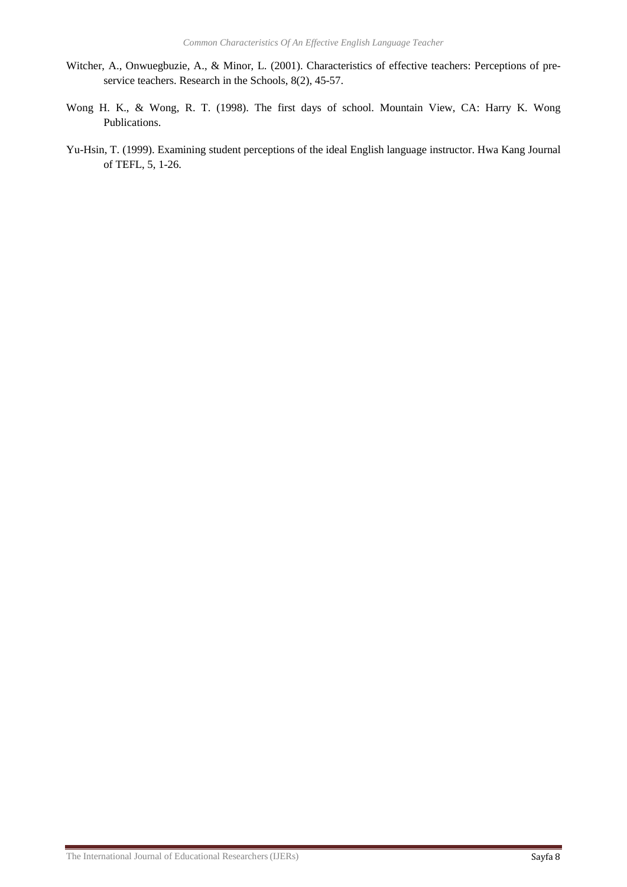Witcher, A., Onwuegbuzie, A., & Minor, L. (2001). Characteristics of effective teachers: Perceptions of pre-service teachers. Research in the Schools, 8(2), 45-57.

Wong H. K., & Wong, R. T. (1998). The first days of school. Mountain View, CA: Harry K. Wong Publications.

Yu-Hsin, T. (1999). Examining student perceptions of the ideal English language instructor. Hwa Kang Journal of TEFL, 5, 1-26.